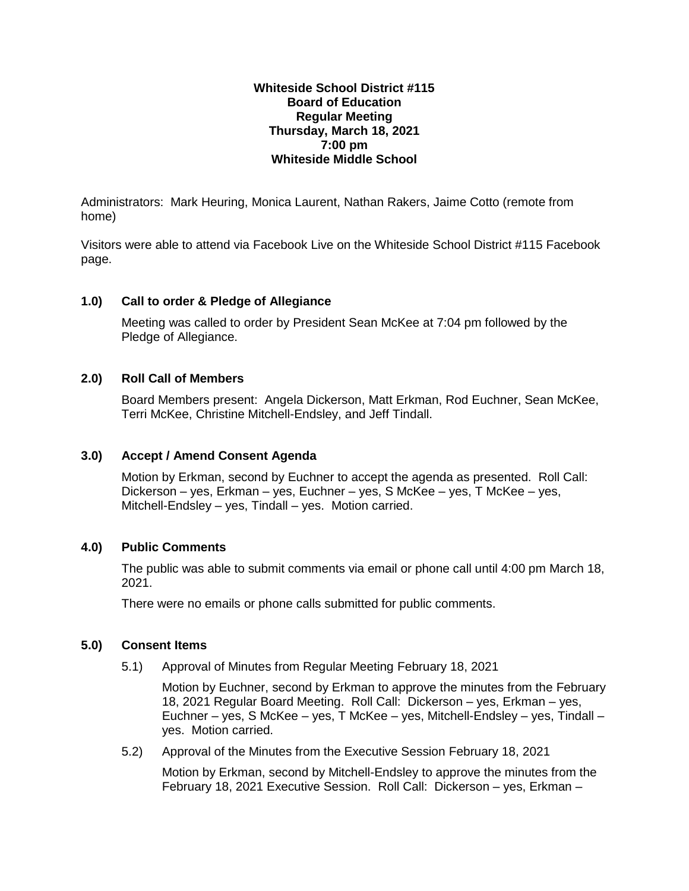**Whiteside School District #115**
**Board of Education**
**Regular Meeting**
**Thursday, March 18, 2021**
**7:00 pm**
**Whiteside Middle School**

Administrators: Mark Heuring, Monica Laurent, Nathan Rakers, Jaime Cotto (remote from home)

Visitors were able to attend via Facebook Live on the Whiteside School District #115 Facebook page.

### 1.0) Call to order & Pledge of Allegiance

Meeting was called to order by President Sean McKee at 7:04 pm followed by the Pledge of Allegiance.

### 2.0) Roll Call of Members

Board Members present: Angela Dickerson, Matt Erkman, Rod Euchner, Sean McKee, Terri McKee, Christine Mitchell-Endsley, and Jeff Tindall.

### 3.0) Accept / Amend Consent Agenda

Motion by Erkman, second by Euchner to accept the agenda as presented. Roll Call: Dickerson – yes, Erkman – yes, Euchner – yes, S McKee – yes, T McKee – yes, Mitchell-Endsley – yes, Tindall – yes. Motion carried.

### 4.0) Public Comments

The public was able to submit comments via email or phone call until 4:00 pm March 18, 2021.

There were no emails or phone calls submitted for public comments.

### 5.0) Consent Items

5.1) Approval of Minutes from Regular Meeting February 18, 2021

Motion by Euchner, second by Erkman to approve the minutes from the February 18, 2021 Regular Board Meeting. Roll Call: Dickerson – yes, Erkman – yes, Euchner – yes, S McKee – yes, T McKee – yes, Mitchell-Endsley – yes, Tindall – yes. Motion carried.

5.2) Approval of the Minutes from the Executive Session February 18, 2021

Motion by Erkman, second by Mitchell-Endsley to approve the minutes from the February 18, 2021 Executive Session. Roll Call: Dickerson – yes, Erkman –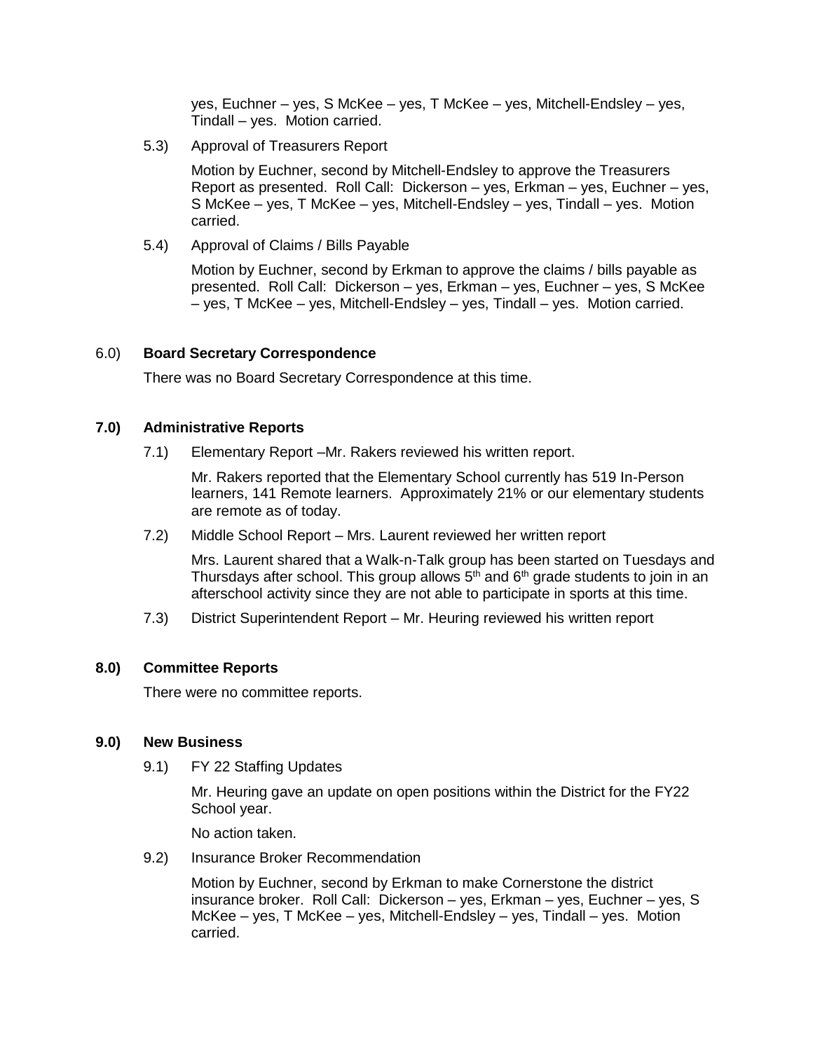yes, Euchner – yes, S McKee – yes, T McKee – yes, Mitchell-Endsley – yes, Tindall – yes. Motion carried.

5.3) Approval of Treasurers Report

Motion by Euchner, second by Mitchell-Endsley to approve the Treasurers Report as presented. Roll Call: Dickerson – yes, Erkman – yes, Euchner – yes, S McKee – yes, T McKee – yes, Mitchell-Endsley – yes, Tindall – yes. Motion carried.

5.4) Approval of Claims / Bills Payable

Motion by Euchner, second by Erkman to approve the claims / bills payable as presented. Roll Call: Dickerson – yes, Erkman – yes, Euchner – yes, S McKee – yes, T McKee – yes, Mitchell-Endsley – yes, Tindall – yes. Motion carried.

6.0) **Board Secretary Correspondence**

There was no Board Secretary Correspondence at this time.

**7.0) Administrative Reports**

7.1) Elementary Report –Mr. Rakers reviewed his written report.

Mr. Rakers reported that the Elementary School currently has 519 In-Person learners, 141 Remote learners. Approximately 21% or our elementary students are remote as of today.

7.2) Middle School Report – Mrs. Laurent reviewed her written report

Mrs. Laurent shared that a Walk-n-Talk group has been started on Tuesdays and Thursdays after school. This group allows 5th and 6th grade students to join in an afterschool activity since they are not able to participate in sports at this time.

7.3) District Superintendent Report – Mr. Heuring reviewed his written report

**8.0) Committee Reports**

There were no committee reports.

**9.0) New Business**

9.1) FY 22 Staffing Updates

Mr. Heuring gave an update on open positions within the District for the FY22 School year.

No action taken.

9.2) Insurance Broker Recommendation

Motion by Euchner, second by Erkman to make Cornerstone the district insurance broker. Roll Call: Dickerson – yes, Erkman – yes, Euchner – yes, S McKee – yes, T McKee – yes, Mitchell-Endsley – yes, Tindall – yes. Motion carried.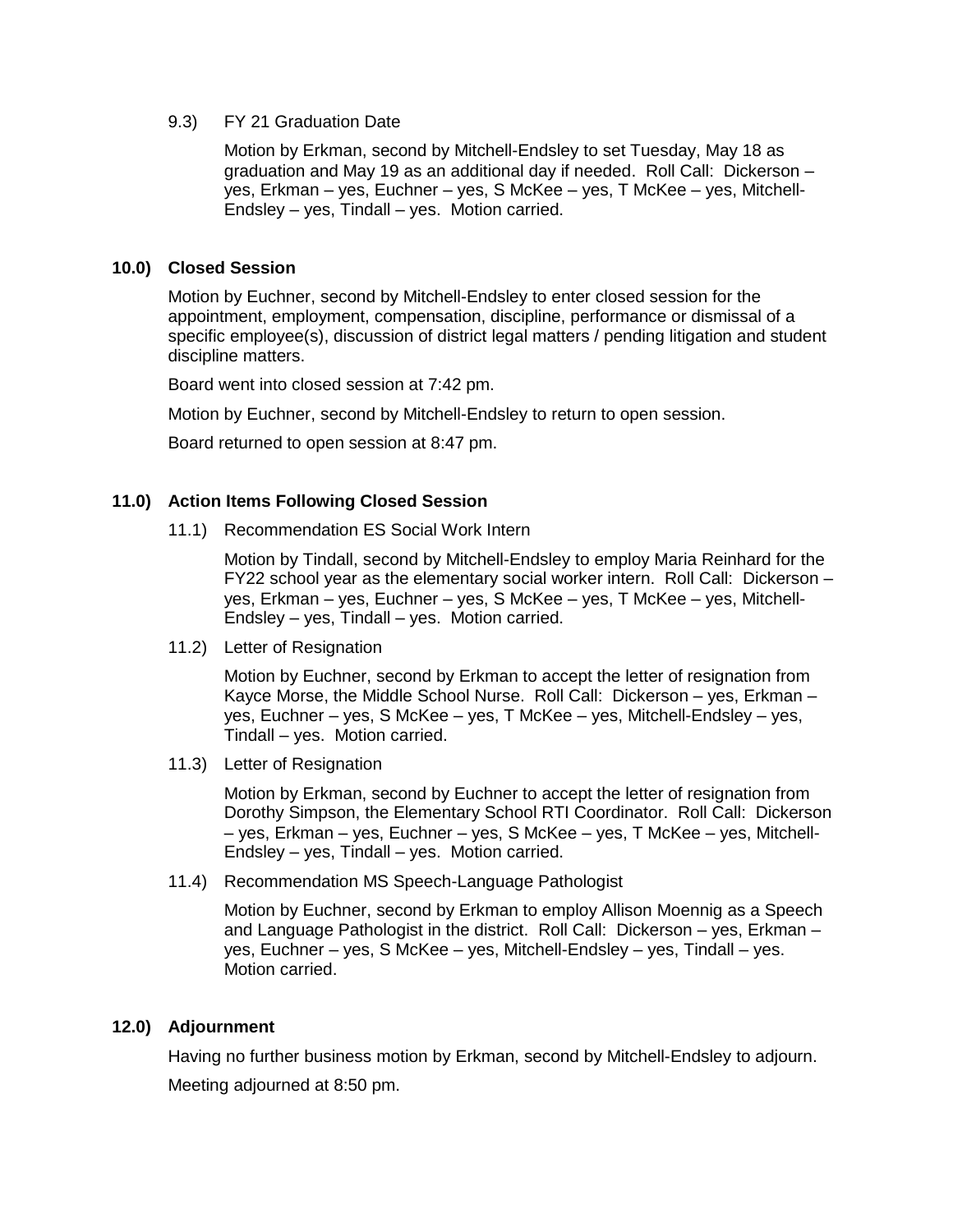9.3) FY 21 Graduation Date

Motion by Erkman, second by Mitchell-Endsley to set Tuesday, May 18 as graduation and May 19 as an additional day if needed. Roll Call: Dickerson – yes, Erkman – yes, Euchner – yes, S McKee – yes, T McKee – yes, Mitchell-Endsley – yes, Tindall – yes. Motion carried.

## 10.0) Closed Session

Motion by Euchner, second by Mitchell-Endsley to enter closed session for the appointment, employment, compensation, discipline, performance or dismissal of a specific employee(s), discussion of district legal matters / pending litigation and student discipline matters.

Board went into closed session at 7:42 pm.

Motion by Euchner, second by Mitchell-Endsley to return to open session.

Board returned to open session at 8:47 pm.

## 11.0) Action Items Following Closed Session

11.1) Recommendation ES Social Work Intern

Motion by Tindall, second by Mitchell-Endsley to employ Maria Reinhard for the FY22 school year as the elementary social worker intern. Roll Call: Dickerson – yes, Erkman – yes, Euchner – yes, S McKee – yes, T McKee – yes, Mitchell-Endsley – yes, Tindall – yes. Motion carried.

11.2) Letter of Resignation

Motion by Euchner, second by Erkman to accept the letter of resignation from Kayce Morse, the Middle School Nurse. Roll Call: Dickerson – yes, Erkman – yes, Euchner – yes, S McKee – yes, T McKee – yes, Mitchell-Endsley – yes, Tindall – yes. Motion carried.

11.3) Letter of Resignation

Motion by Erkman, second by Euchner to accept the letter of resignation from Dorothy Simpson, the Elementary School RTI Coordinator. Roll Call: Dickerson – yes, Erkman – yes, Euchner – yes, S McKee – yes, T McKee – yes, Mitchell-Endsley – yes, Tindall – yes. Motion carried.

11.4) Recommendation MS Speech-Language Pathologist

Motion by Euchner, second by Erkman to employ Allison Moennig as a Speech and Language Pathologist in the district. Roll Call: Dickerson – yes, Erkman – yes, Euchner – yes, S McKee – yes, Mitchell-Endsley – yes, Tindall – yes. Motion carried.

## 12.0) Adjournment

Having no further business motion by Erkman, second by Mitchell-Endsley to adjourn.

Meeting adjourned at 8:50 pm.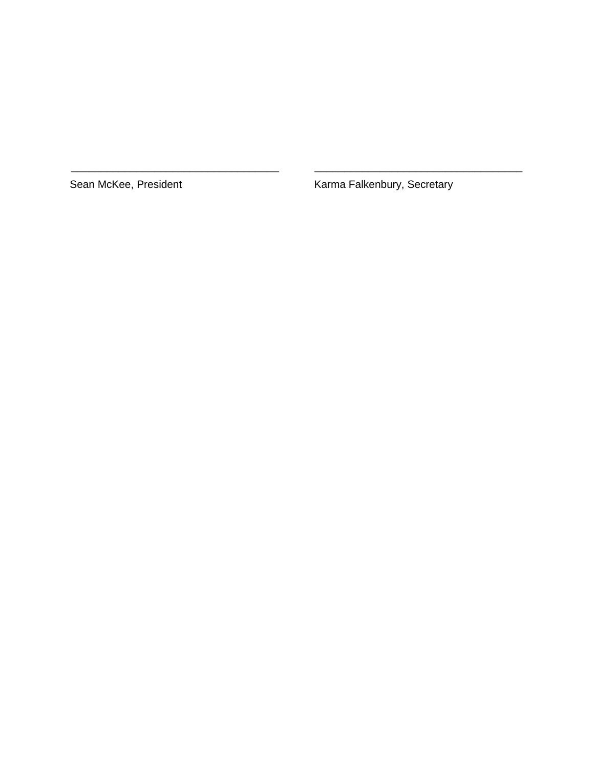\_\_\_\_\_\_\_\_\_\_\_\_\_\_\_\_\_\_\_\_\_\_\_\_\_\_\_\_\_\_\_\_\_\_\_\_
Sean McKee, President

\_\_\_\_\_\_\_\_\_\_\_\_\_\_\_\_\_\_\_\_\_\_\_\_\_\_\_\_\_\_\_\_\_\_\_\_
Karma Falkenbury, Secretary